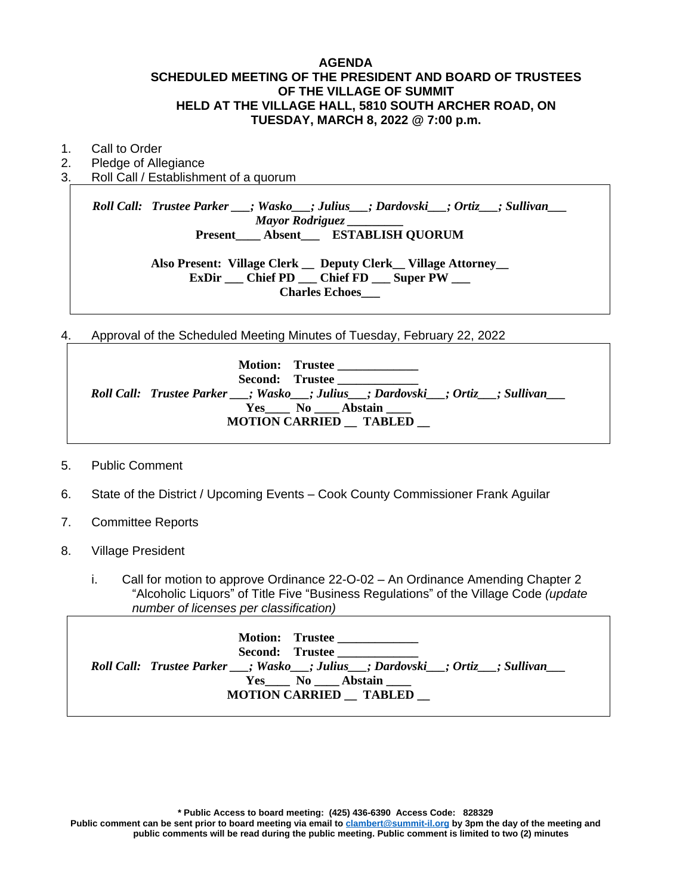# AGENDA

## SCHEDULED MEETING OF THE PRESIDENT AND BOARD OF TRUSTEES OF THE VILLAGE OF SUMMIT HELD AT THE VILLAGE HALL, 5810 SOUTH ARCHER ROAD, ON TUESDAY, MARCH 8, 2022 @ 7:00 p.m.

1. Call to Order
2. Pledge of Allegiance
3. Roll Call / Establishment of a quorum

> ***Roll Call:** Trustee Parker ___; Wasko___; Julius___; Dardovski___; Ortiz___; Sullivan___*
>
> ***Mayor Rodriguez _________***
>
> **Present____ Absent___ ESTABLISH QUORUM**
>
> **Also Present: Village Clerk __ Deputy Clerk__ Village Attorney__**
>
> **ExDir ___ Chief PD ___ Chief FD ___ Super PW ___**
>
> **Charles Echoes___**

4. Approval of the Scheduled Meeting Minutes of Tuesday, February 22, 2022

> **Motion: Trustee _____________**
>
> **Second: Trustee _____________**
>
> ***Roll Call:** Trustee Parker ___; Wasko___; Julius___; Dardovski___; Ortiz___; Sullivan___*
>
> **Yes____ No ____ Abstain ____**
>
> **MOTION CARRIED __ TABLED __**

5. Public Comment

6. State of the District / Upcoming Events – Cook County Commissioner Frank Aguilar

7. Committee Reports

8. Village President

   i. Call for motion to approve Ordinance 22-O-02 – An Ordinance Amending Chapter 2 "Alcoholic Liquors" of Title Five "Business Regulations" of the Village Code *(update number of licenses per classification)*

> **Motion: Trustee _____________**
>
> **Second: Trustee _____________**
>
> ***Roll Call:** Trustee Parker ___; Wasko___; Julius___; Dardovski___; Ortiz___; Sullivan___*
>
> **Yes____ No ____ Abstain ____**
>
> **MOTION CARRIED __ TABLED __**

**\* Public Access to board meeting: (425) 436-6390 Access Code: 828329**

**Public comment can be sent prior to board meeting via email to clambert@summit-il.org by 3pm the day of the meeting and public comments will be read during the public meeting. Public comment is limited to two (2) minutes**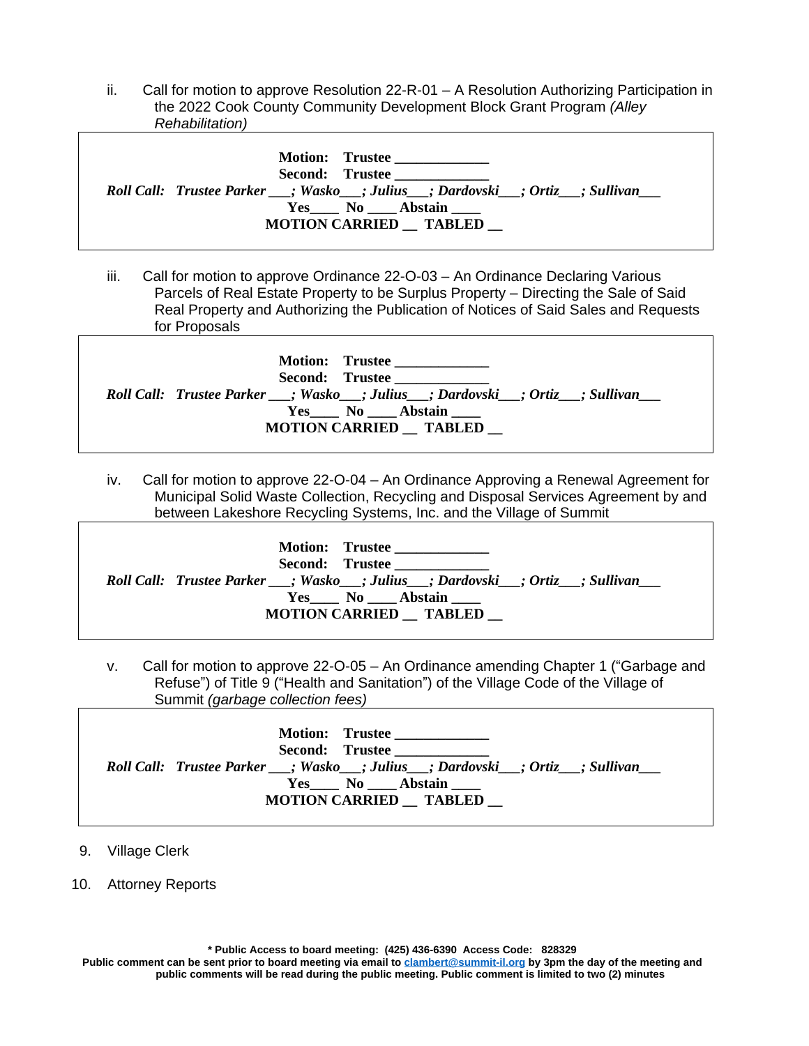ii. Call for motion to approve Resolution 22-R-01 – A Resolution Authorizing Participation in the 2022 Cook County Community Development Block Grant Program *(Alley Rehabilitation)*

> **Motion: Trustee _____________**
> **Second: Trustee _____________**
> ***Roll Call: Trustee Parker ___; Wasko___; Julius___; Dardovski___; Ortiz___; Sullivan___***
> **Yes____ No ____ Abstain ____**
> **MOTION CARRIED __ TABLED __**

iii. Call for motion to approve Ordinance 22-O-03 – An Ordinance Declaring Various Parcels of Real Estate Property to be Surplus Property – Directing the Sale of Said Real Property and Authorizing the Publication of Notices of Said Sales and Requests for Proposals

> **Motion: Trustee _____________**
> **Second: Trustee _____________**
> ***Roll Call: Trustee Parker ___; Wasko___; Julius___; Dardovski___; Ortiz___; Sullivan___***
> **Yes____ No ____ Abstain ____**
> **MOTION CARRIED __ TABLED __**

iv. Call for motion to approve 22-O-04 – An Ordinance Approving a Renewal Agreement for Municipal Solid Waste Collection, Recycling and Disposal Services Agreement by and between Lakeshore Recycling Systems, Inc. and the Village of Summit

> **Motion: Trustee _____________**
> **Second: Trustee _____________**
> ***Roll Call: Trustee Parker ___; Wasko___; Julius___; Dardovski___; Ortiz___; Sullivan___***
> **Yes____ No ____ Abstain ____**
> **MOTION CARRIED __ TABLED __**

v. Call for motion to approve 22-O-05 – An Ordinance amending Chapter 1 ("Garbage and Refuse") of Title 9 ("Health and Sanitation") of the Village Code of the Village of Summit *(garbage collection fees)*

> **Motion: Trustee _____________**
> **Second: Trustee _____________**
> ***Roll Call: Trustee Parker ___; Wasko___; Julius___; Dardovski___; Ortiz___; Sullivan___***
> **Yes____ No ____ Abstain ____**
> **MOTION CARRIED __ TABLED __**

9. Village Clerk

10. Attorney Reports

**\* Public Access to board meeting: (425) 436-6390 Access Code: 828329**
**Public comment can be sent prior to board meeting via email to clambert@summit-il.org by 3pm the day of the meeting and public comments will be read during the public meeting. Public comment is limited to two (2) minutes**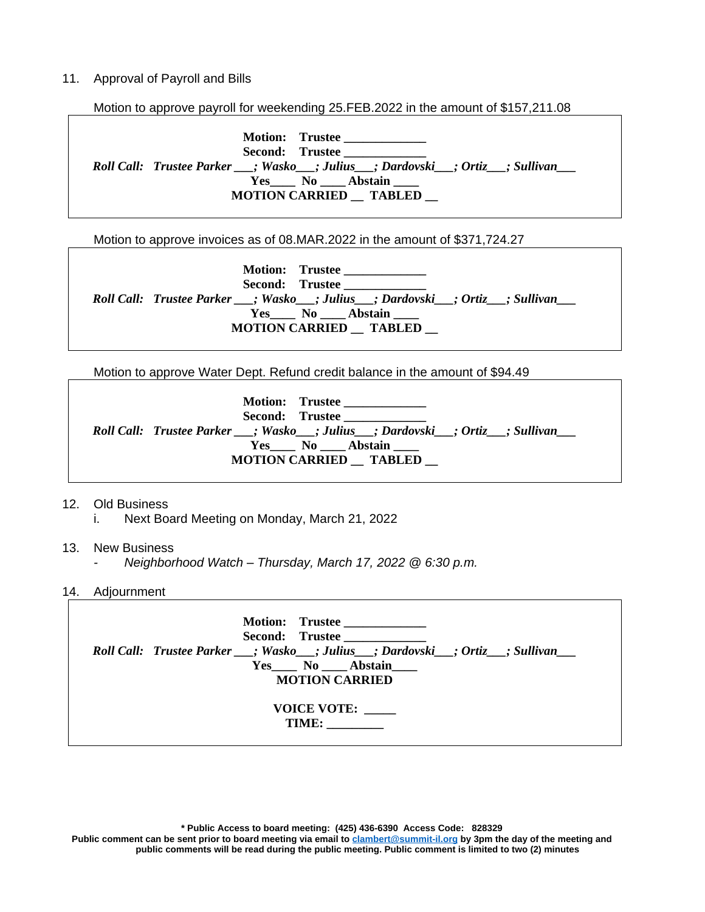11. Approval of Payroll and Bills

Motion to approve payroll for weekending 25.FEB.2022 in the amount of $157,211.08

> **Motion: Trustee \_\_\_\_\_\_\_\_\_\_\_\_\_**
> **Second: Trustee \_\_\_\_\_\_\_\_\_\_\_\_\_**
> ***Roll Call: Trustee Parker \_\_\_; Wasko\_\_\_; Julius\_\_\_; Dardovski\_\_\_; Ortiz\_\_\_; Sullivan\_\_\_***
> **Yes\_\_\_\_ No \_\_\_\_ Abstain \_\_\_\_**
> **MOTION CARRIED \_\_ TABLED \_\_**

Motion to approve invoices as of 08.MAR.2022 in the amount of $371,724.27

> **Motion: Trustee \_\_\_\_\_\_\_\_\_\_\_\_\_**
> **Second: Trustee \_\_\_\_\_\_\_\_\_\_\_\_\_**
> ***Roll Call: Trustee Parker \_\_\_; Wasko\_\_\_; Julius\_\_\_; Dardovski\_\_\_; Ortiz\_\_\_; Sullivan\_\_\_***
> **Yes\_\_\_\_ No \_\_\_\_ Abstain \_\_\_\_**
> **MOTION CARRIED \_\_ TABLED \_\_**

Motion to approve Water Dept. Refund credit balance in the amount of $94.49

> **Motion: Trustee \_\_\_\_\_\_\_\_\_\_\_\_\_**
> **Second: Trustee \_\_\_\_\_\_\_\_\_\_\_\_\_**
> ***Roll Call: Trustee Parker \_\_\_; Wasko\_\_\_; Julius\_\_\_; Dardovski\_\_\_; Ortiz\_\_\_; Sullivan\_\_\_***
> **Yes\_\_\_\_ No \_\_\_\_ Abstain \_\_\_\_**
> **MOTION CARRIED \_\_ TABLED \_\_**

12. Old Business
    i. Next Board Meeting on Monday, March 21, 2022

13. New Business
    - *Neighborhood Watch – Thursday, March 17, 2022 @ 6:30 p.m.*

14. Adjournment

> **Motion: Trustee \_\_\_\_\_\_\_\_\_\_\_\_\_**
> **Second: Trustee \_\_\_\_\_\_\_\_\_\_\_\_\_**
> ***Roll Call: Trustee Parker \_\_\_; Wasko\_\_\_; Julius\_\_\_; Dardovski\_\_\_; Ortiz\_\_\_; Sullivan\_\_\_***
> **Yes\_\_\_\_ No \_\_\_\_ Abstain\_\_\_\_**
> **MOTION CARRIED**
>
> **VOICE VOTE: \_\_\_\_\_**
> **TIME: \_\_\_\_\_\_\_\_\_**

**\* Public Access to board meeting: (425) 436-6390 Access Code: 828329**
**Public comment can be sent prior to board meeting via email to clambert@summit-il.org by 3pm the day of the meeting and public comments will be read during the public meeting. Public comment is limited to two (2) minutes**